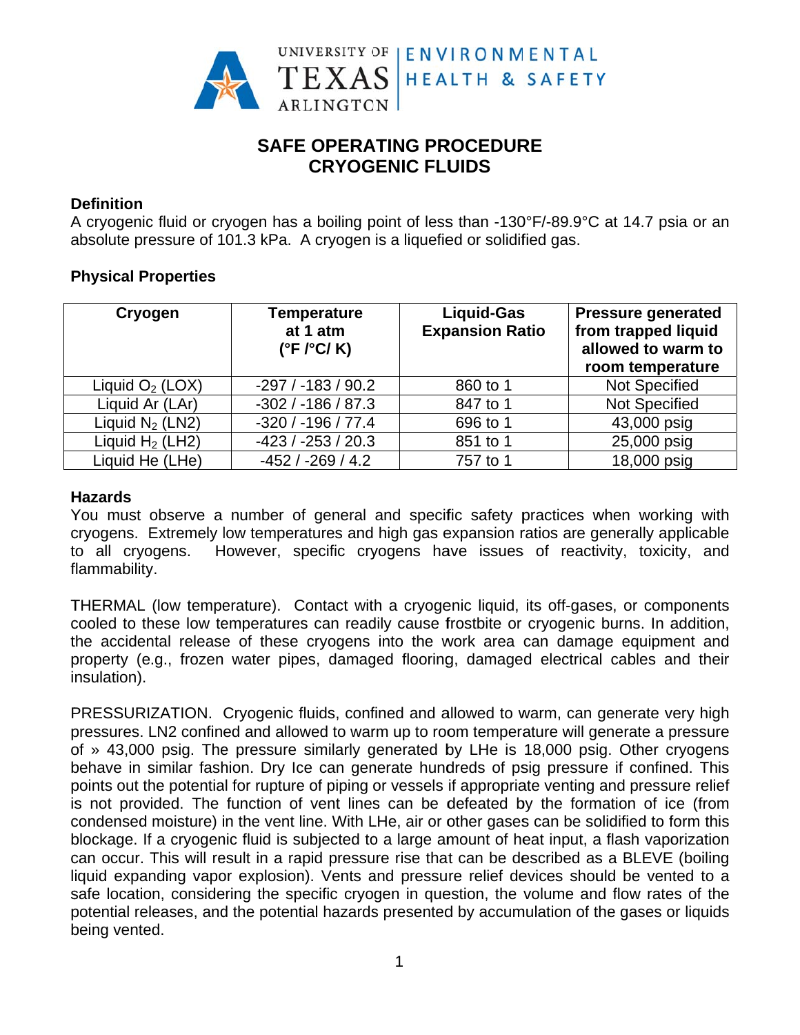UNIVERSITY OF TEXAS ARLINGTON | ENVIRONMENTAL HEALTH & SAFETY

# SAFE OPERATING PROCEDURE
# CRYOGENIC FLUIDS

## Definition

A cryogenic fluid or cryogen has a boiling point of less than -130°F/-89.9°C at 14.7 psia or an absolute pressure of 101.3 kPa. A cryogen is a liquefied or solidified gas.

## Physical Properties

| Cryogen | Temperature at 1 atm (°F /°C/ K) | Liquid-Gas Expansion Ratio | Pressure generated from trapped liquid allowed to warm to room temperature |
|---|---|---|---|
| Liquid $O_2$ (LOX) | -297 / -183 / 90.2 | 860 to 1 | Not Specified |
| Liquid Ar (LAr) | -302 / -186 / 87.3 | 847 to 1 | Not Specified |
| Liquid $N_2$ (LN2) | -320 / -196 / 77.4 | 696 to 1 | 43,000 psig |
| Liquid $H_2$ (LH2) | -423 / -253 / 20.3 | 851 to 1 | 25,000 psig |
| Liquid He (LHe) | -452 / -269 / 4.2 | 757 to 1 | 18,000 psig |

## Hazards

You must observe a number of general and specific safety practices when working with cryogens. Extremely low temperatures and high gas expansion ratios are generally applicable to all cryogens. However, specific cryogens have issues of reactivity, toxicity, and flammability.

THERMAL (low temperature). Contact with a cryogenic liquid, its off-gases, or components cooled to these low temperatures can readily cause frostbite or cryogenic burns. In addition, the accidental release of these cryogens into the work area can damage equipment and property (e.g., frozen water pipes, damaged flooring, damaged electrical cables and their insulation).

PRESSURIZATION. Cryogenic fluids, confined and allowed to warm, can generate very high pressures. LN2 confined and allowed to warm up to room temperature will generate a pressure of » 43,000 psig. The pressure similarly generated by LHe is 18,000 psig. Other cryogens behave in similar fashion. Dry Ice can generate hundreds of psig pressure if confined. This points out the potential for rupture of piping or vessels if appropriate venting and pressure relief is not provided. The function of vent lines can be defeated by the formation of ice (from condensed moisture) in the vent line. With LHe, air or other gases can be solidified to form this blockage. If a cryogenic fluid is subjected to a large amount of heat input, a flash vaporization can occur. This will result in a rapid pressure rise that can be described as a BLEVE (boiling liquid expanding vapor explosion). Vents and pressure relief devices should be vented to a safe location, considering the specific cryogen in question, the volume and flow rates of the potential releases, and the potential hazards presented by accumulation of the gases or liquids being vented.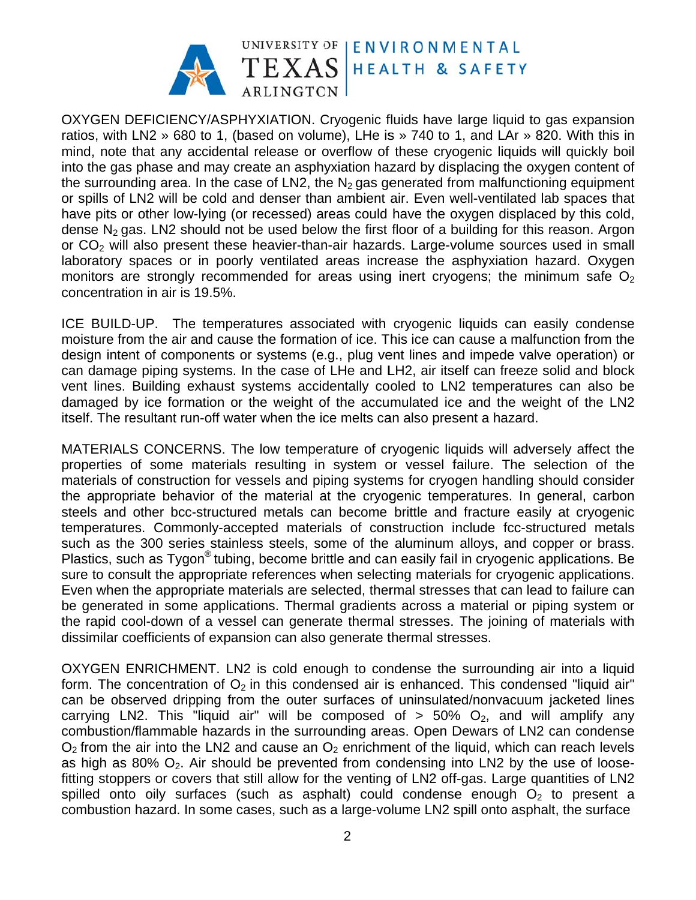OXYGEN DEFICIENCY/ASPHYXIATION. Cryogenic fluids have large liquid to gas expansion ratios, with LN2 » 680 to 1, (based on volume), LHe is » 740 to 1, and LAr » 820. With this in mind, note that any accidental release or overflow of these cryogenic liquids will quickly boil into the gas phase and may create an asphyxiation hazard by displacing the oxygen content of the surrounding area. In the case of LN2, the $N_2$ gas generated from malfunctioning equipment or spills of LN2 will be cold and denser than ambient air. Even well-ventilated lab spaces that have pits or other low-lying (or recessed) areas could have the oxygen displaced by this cold, dense $N_2$ gas. LN2 should not be used below the first floor of a building for this reason. Argon or $CO_2$ will also present these heavier-than-air hazards. Large-volume sources used in small laboratory spaces or in poorly ventilated areas increase the asphyxiation hazard. Oxygen monitors are strongly recommended for areas using inert cryogens; the minimum safe $O_2$ concentration in air is 19.5%.

ICE BUILD-UP. The temperatures associated with cryogenic liquids can easily condense moisture from the air and cause the formation of ice. This ice can cause a malfunction from the design intent of components or systems (e.g., plug vent lines and impede valve operation) or can damage piping systems. In the case of LHe and LH2, air itself can freeze solid and block vent lines. Building exhaust systems accidentally cooled to LN2 temperatures can also be damaged by ice formation or the weight of the accumulated ice and the weight of the LN2 itself. The resultant run-off water when the ice melts can also present a hazard.

MATERIALS CONCERNS. The low temperature of cryogenic liquids will adversely affect the properties of some materials resulting in system or vessel failure. The selection of the materials of construction for vessels and piping systems for cryogen handling should consider the appropriate behavior of the material at the cryogenic temperatures. In general, carbon steels and other bcc-structured metals can become brittle and fracture easily at cryogenic temperatures. Commonly-accepted materials of construction include fcc-structured metals such as the 300 series stainless steels, some of the aluminum alloys, and copper or brass. Plastics, such as Tygon® tubing, become brittle and can easily fail in cryogenic applications. Be sure to consult the appropriate references when selecting materials for cryogenic applications. Even when the appropriate materials are selected, thermal stresses that can lead to failure can be generated in some applications. Thermal gradients across a material or piping system or the rapid cool-down of a vessel can generate thermal stresses. The joining of materials with dissimilar coefficients of expansion can also generate thermal stresses.

OXYGEN ENRICHMENT. LN2 is cold enough to condense the surrounding air into a liquid form. The concentration of $O_2$ in this condensed air is enhanced. This condensed "liquid air" can be observed dripping from the outer surfaces of uninsulated/nonvacuum jacketed lines carrying LN2. This "liquid air" will be composed of > 50% $O_2$, and will amplify any combustion/flammable hazards in the surrounding areas. Open Dewars of LN2 can condense $O_2$ from the air into the LN2 and cause an $O_2$ enrichment of the liquid, which can reach levels as high as 80% $O_2$. Air should be prevented from condensing into LN2 by the use of loose-fitting stoppers or covers that still allow for the venting of LN2 off-gas. Large quantities of LN2 spilled onto oily surfaces (such as asphalt) could condense enough $O_2$ to present a combustion hazard. In some cases, such as a large-volume LN2 spill onto asphalt, the surface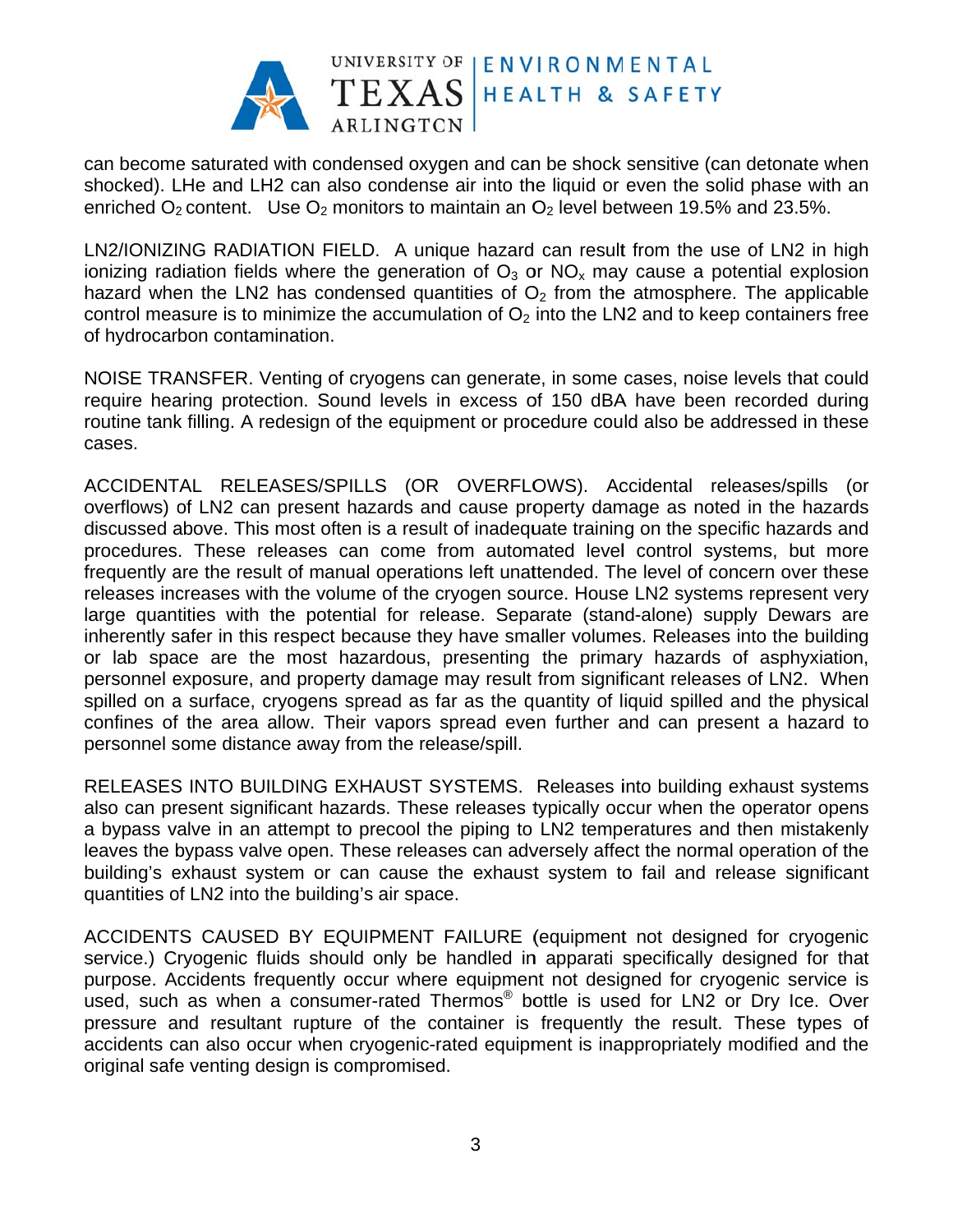can become saturated with condensed oxygen and can be shock sensitive (can detonate when shocked). LHe and LH2 can also condense air into the liquid or even the solid phase with an enriched $O_2$ content. Use $O_2$ monitors to maintain an $O_2$ level between 19.5% and 23.5%.

LN2/IONIZING RADIATION FIELD. A unique hazard can result from the use of LN2 in high ionizing radiation fields where the generation of $O_3$ or $NO_x$ may cause a potential explosion hazard when the LN2 has condensed quantities of $O_2$ from the atmosphere. The applicable control measure is to minimize the accumulation of $O_2$ into the LN2 and to keep containers free of hydrocarbon contamination.

NOISE TRANSFER. Venting of cryogens can generate, in some cases, noise levels that could require hearing protection. Sound levels in excess of 150 dBA have been recorded during routine tank filling. A redesign of the equipment or procedure could also be addressed in these cases.

ACCIDENTAL RELEASES/SPILLS (OR OVERFLOWS). Accidental releases/spills (or overflows) of LN2 can present hazards and cause property damage as noted in the hazards discussed above. This most often is a result of inadequate training on the specific hazards and procedures. These releases can come from automated level control systems, but more frequently are the result of manual operations left unattended. The level of concern over these releases increases with the volume of the cryogen source. House LN2 systems represent very large quantities with the potential for release. Separate (stand-alone) supply Dewars are inherently safer in this respect because they have smaller volumes. Releases into the building or lab space are the most hazardous, presenting the primary hazards of asphyxiation, personnel exposure, and property damage may result from significant releases of LN2. When spilled on a surface, cryogens spread as far as the quantity of liquid spilled and the physical confines of the area allow. Their vapors spread even further and can present a hazard to personnel some distance away from the release/spill.

RELEASES INTO BUILDING EXHAUST SYSTEMS. Releases into building exhaust systems also can present significant hazards. These releases typically occur when the operator opens a bypass valve in an attempt to precool the piping to LN2 temperatures and then mistakenly leaves the bypass valve open. These releases can adversely affect the normal operation of the building's exhaust system or can cause the exhaust system to fail and release significant quantities of LN2 into the building's air space.

ACCIDENTS CAUSED BY EQUIPMENT FAILURE (equipment not designed for cryogenic service.) Cryogenic fluids should only be handled in apparati specifically designed for that purpose. Accidents frequently occur where equipment not designed for cryogenic service is used, such as when a consumer-rated Thermos® bottle is used for LN2 or Dry Ice. Over pressure and resultant rupture of the container is frequently the result. These types of accidents can also occur when cryogenic-rated equipment is inappropriately modified and the original safe venting design is compromised.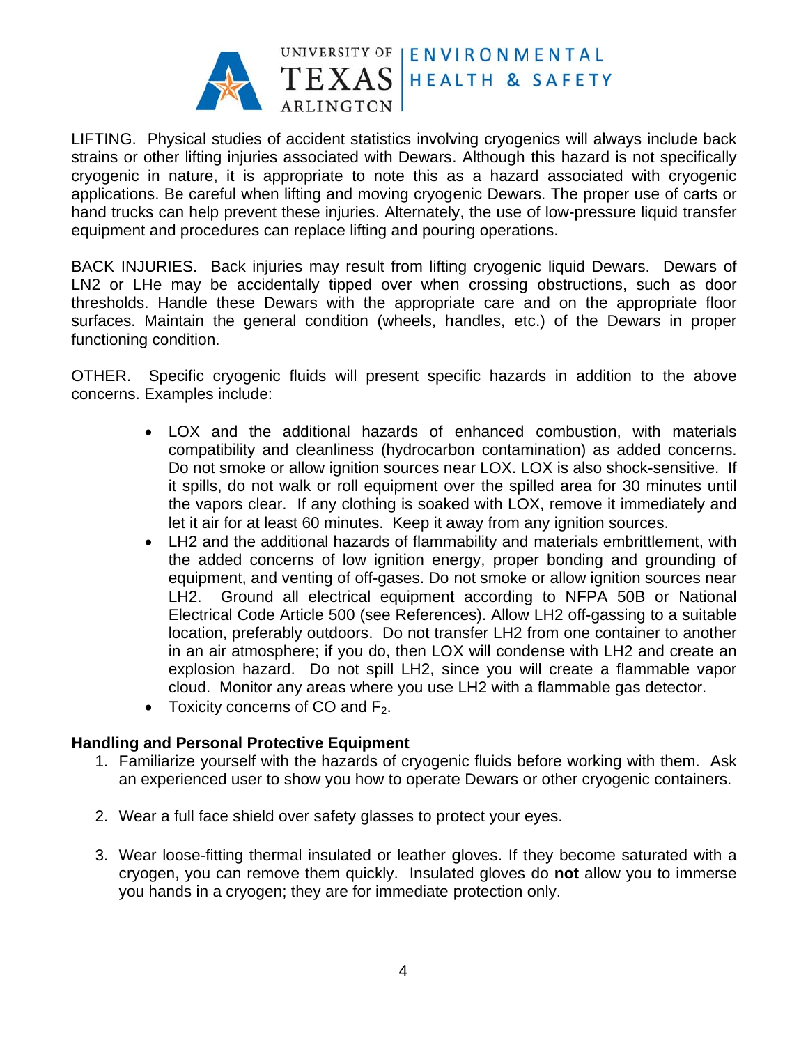LIFTING. Physical studies of accident statistics involving cryogenics will always include back strains or other lifting injuries associated with Dewars. Although this hazard is not specifically cryogenic in nature, it is appropriate to note this as a hazard associated with cryogenic applications. Be careful when lifting and moving cryogenic Dewars. The proper use of carts or hand trucks can help prevent these injuries. Alternately, the use of low-pressure liquid transfer equipment and procedures can replace lifting and pouring operations.

BACK INJURIES. Back injuries may result from lifting cryogenic liquid Dewars. Dewars of LN2 or LHe may be accidentally tipped over when crossing obstructions, such as door thresholds. Handle these Dewars with the appropriate care and on the appropriate floor surfaces. Maintain the general condition (wheels, handles, etc.) of the Dewars in proper functioning condition.

OTHER. Specific cryogenic fluids will present specific hazards in addition to the above concerns. Examples include:

- LOX and the additional hazards of enhanced combustion, with materials compatibility and cleanliness (hydrocarbon contamination) as added concerns. Do not smoke or allow ignition sources near LOX. LOX is also shock-sensitive. If it spills, do not walk or roll equipment over the spilled area for 30 minutes until the vapors clear. If any clothing is soaked with LOX, remove it immediately and let it air for at least 60 minutes. Keep it away from any ignition sources.
- LH2 and the additional hazards of flammability and materials embrittlement, with the added concerns of low ignition energy, proper bonding and grounding of equipment, and venting of off-gases. Do not smoke or allow ignition sources near LH2. Ground all electrical equipment according to NFPA 50B or National Electrical Code Article 500 (see References). Allow LH2 off-gassing to a suitable location, preferably outdoors. Do not transfer LH2 from one container to another in an air atmosphere; if you do, then LOX will condense with LH2 and create an explosion hazard. Do not spill LH2, since you will create a flammable vapor cloud. Monitor any areas where you use LH2 with a flammable gas detector.
- Toxicity concerns of CO and $F_2$.

**Handling and Personal Protective Equipment**

1. Familiarize yourself with the hazards of cryogenic fluids before working with them. Ask an experienced user to show you how to operate Dewars or other cryogenic containers.

2. Wear a full face shield over safety glasses to protect your eyes.

3. Wear loose-fitting thermal insulated or leather gloves. If they become saturated with a cryogen, you can remove them quickly. Insulated gloves do **not** allow you to immerse you hands in a cryogen; they are for immediate protection only.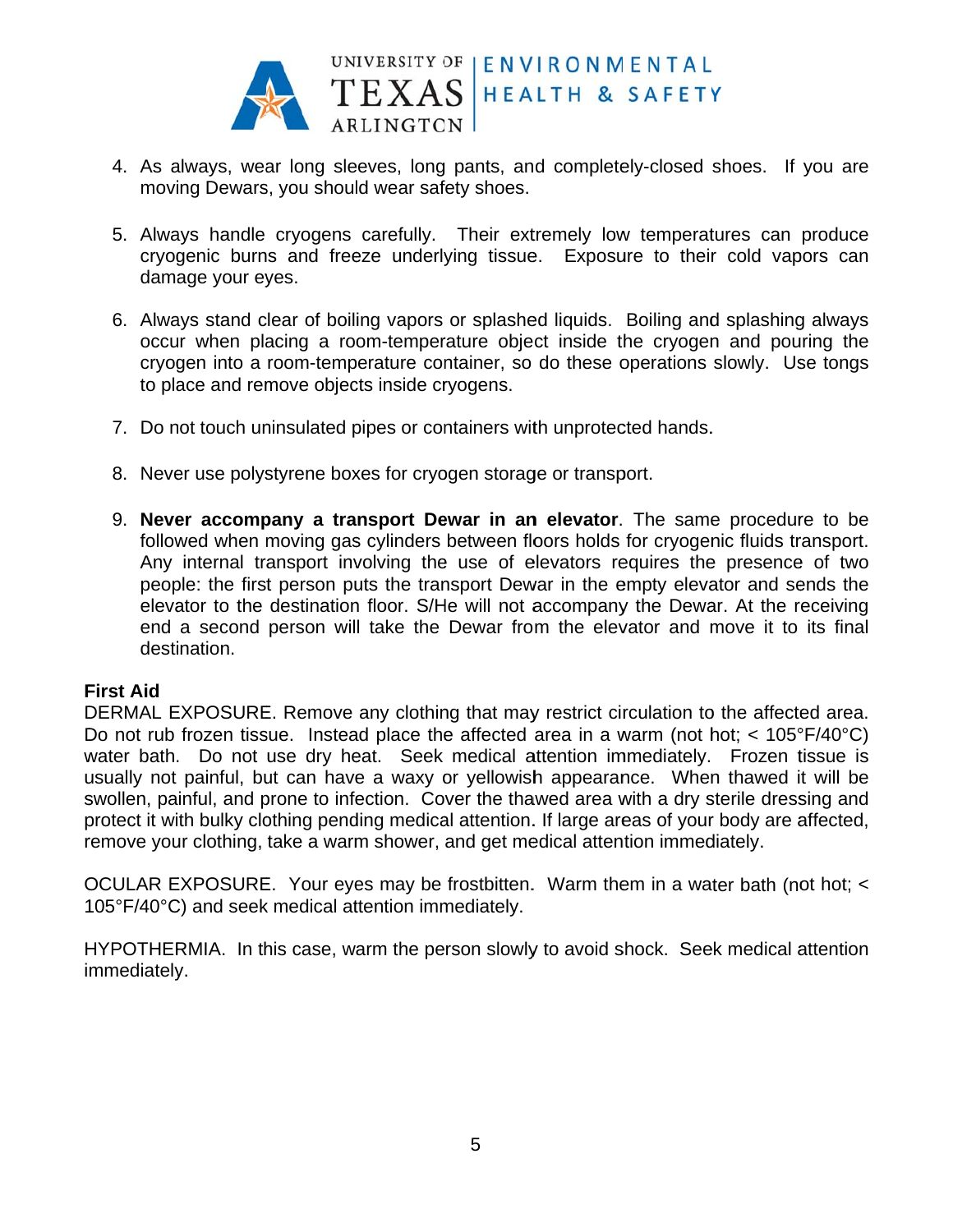4. As always, wear long sleeves, long pants, and completely-closed shoes. If you are moving Dewars, you should wear safety shoes.

5. Always handle cryogens carefully. Their extremely low temperatures can produce cryogenic burns and freeze underlying tissue. Exposure to their cold vapors can damage your eyes.

6. Always stand clear of boiling vapors or splashed liquids. Boiling and splashing always occur when placing a room-temperature object inside the cryogen and pouring the cryogen into a room-temperature container, so do these operations slowly. Use tongs to place and remove objects inside cryogens.

7. Do not touch uninsulated pipes or containers with unprotected hands.

8. Never use polystyrene boxes for cryogen storage or transport.

9. **Never accompany a transport Dewar in an elevator**. The same procedure to be followed when moving gas cylinders between floors holds for cryogenic fluids transport. Any internal transport involving the use of elevators requires the presence of two people: the first person puts the transport Dewar in the empty elevator and sends the elevator to the destination floor. S/He will not accompany the Dewar. At the receiving end a second person will take the Dewar from the elevator and move it to its final destination.

**First Aid**

DERMAL EXPOSURE. Remove any clothing that may restrict circulation to the affected area. Do not rub frozen tissue. Instead place the affected area in a warm (not hot; < 105°F/40°C) water bath. Do not use dry heat. Seek medical attention immediately. Frozen tissue is usually not painful, but can have a waxy or yellowish appearance. When thawed it will be swollen, painful, and prone to infection. Cover the thawed area with a dry sterile dressing and protect it with bulky clothing pending medical attention. If large areas of your body are affected, remove your clothing, take a warm shower, and get medical attention immediately.

OCULAR EXPOSURE. Your eyes may be frostbitten. Warm them in a water bath (not hot; < 105°F/40°C) and seek medical attention immediately.

HYPOTHERMIA. In this case, warm the person slowly to avoid shock. Seek medical attention immediately.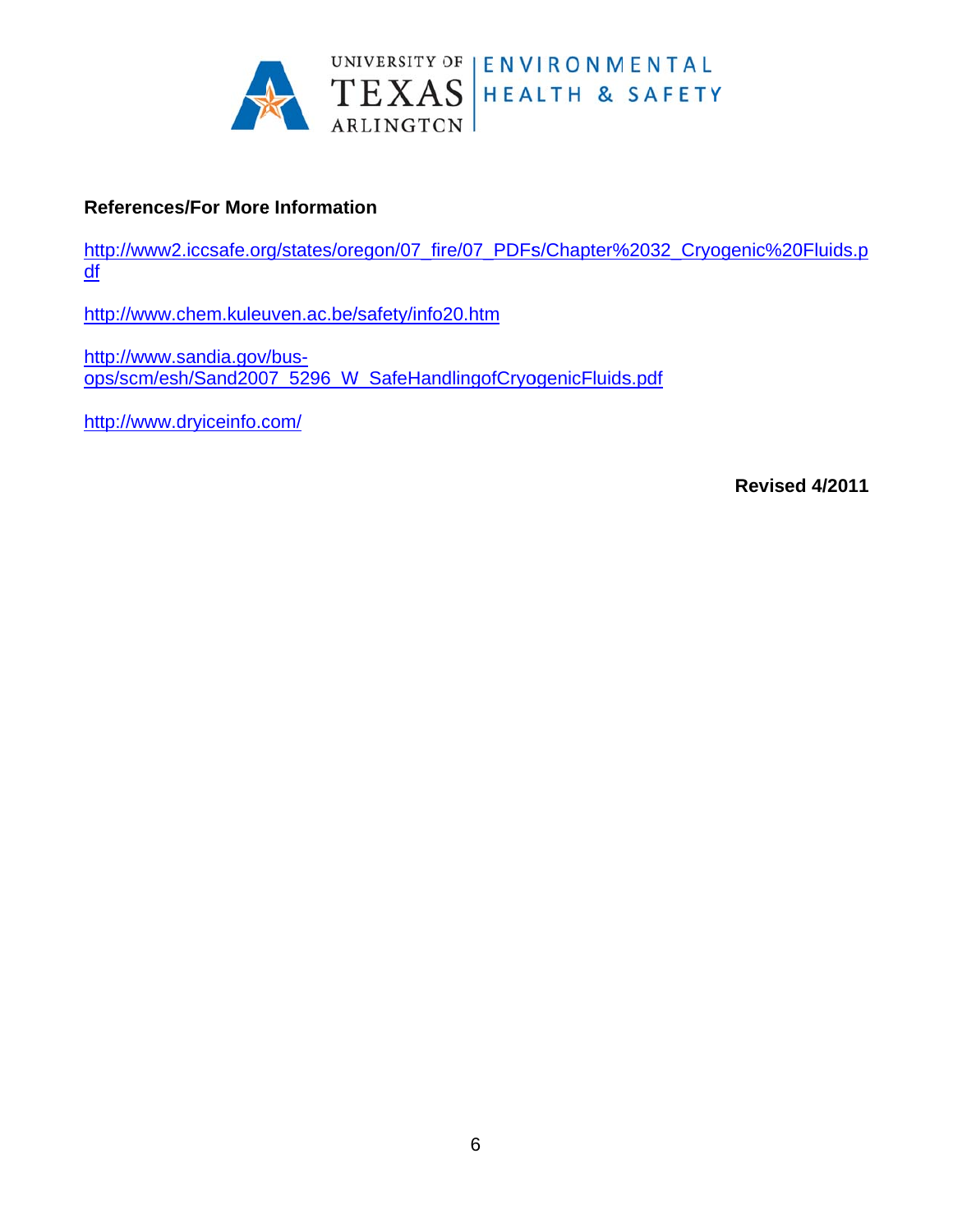**References/For More Information**

http://www2.iccsafe.org/states/oregon/07_fire/07_PDFs/Chapter%2032_Cryogenic%20Fluids.pdf

http://www.chem.kuleuven.ac.be/safety/info20.htm

http://www.sandia.gov/bus-ops/scm/esh/Sand2007_5296_W_SafeHandlingofCryogenicFluids.pdf

http://www.dryiceinfo.com/

**Revised 4/2011**